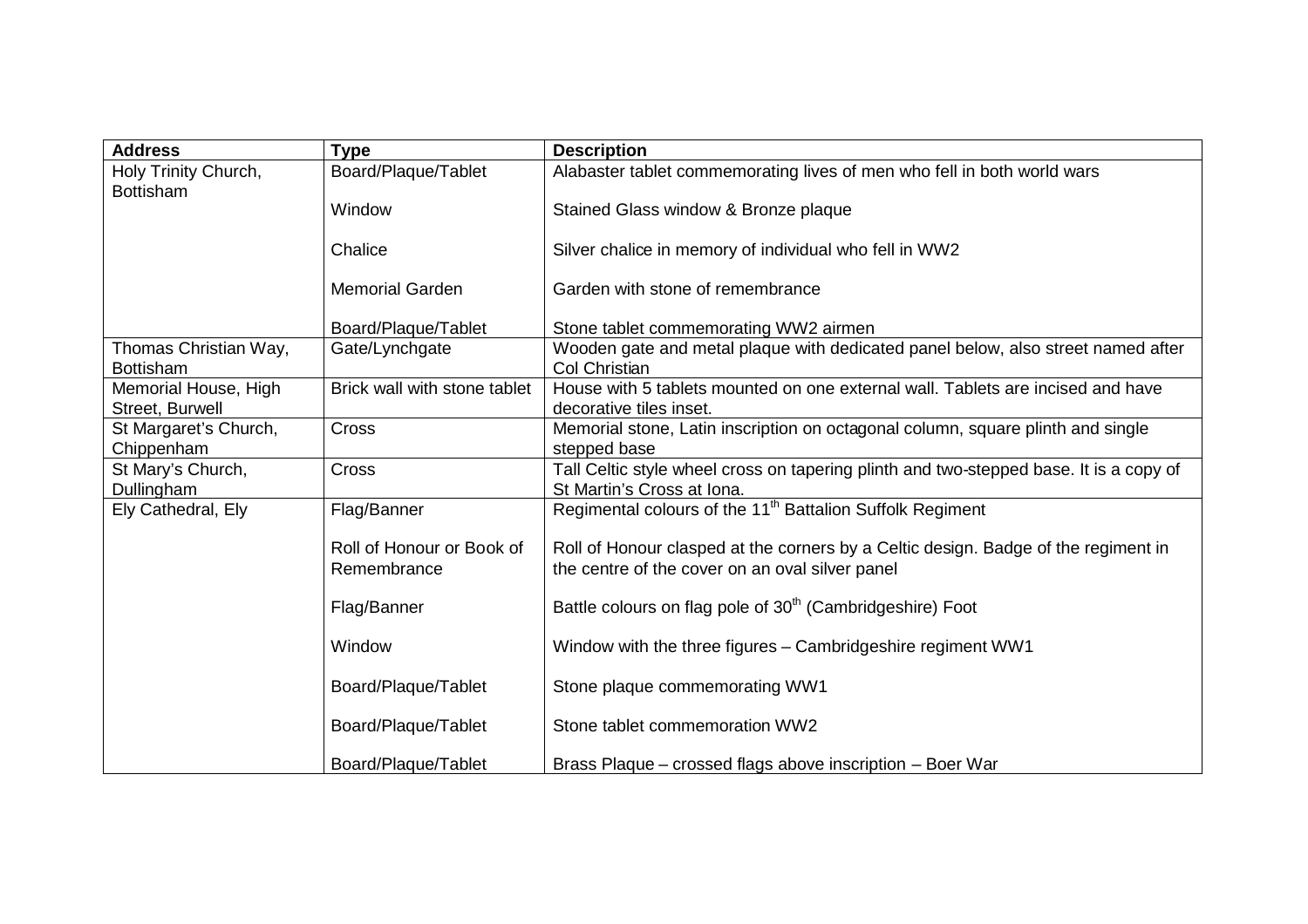| Address | Type | Description |
| --- | --- | --- |
| Holy Trinity Church, Bottisham | Board/Plaque/Tablet | Alabaster tablet commemorating lives of men who fell in both world wars |
| | Window | Stained Glass window & Bronze plaque |
| | Chalice | Silver chalice in memory of individual who fell in WW2 |
| | Memorial Garden | Garden with stone of remembrance |
| | Board/Plaque/Tablet | Stone tablet commemorating WW2 airmen |
| Thomas Christian Way, Bottisham | Gate/Lynchgate | Wooden gate and metal plaque with dedicated panel below, also street named after Col Christian |
| Memorial House, High Street, Burwell | Brick wall with stone tablet | House with 5 tablets mounted on one external wall. Tablets are incised and have decorative tiles inset. |
| St Margaret's Church, Chippenham | Cross | Memorial stone, Latin inscription on octagonal column, square plinth and single stepped base |
| St Mary's Church, Dullingham | Cross | Tall Celtic style wheel cross on tapering plinth and two-stepped base. It is a copy of St Martin's Cross at Iona. |
| Ely Cathedral, Ely | Flag/Banner | Regimental colours of the 11th Battalion Suffolk Regiment |
| | Roll of Honour or Book of Remembrance | Roll of Honour clasped at the corners by a Celtic design. Badge of the regiment in the centre of the cover on an oval silver panel |
| | Flag/Banner | Battle colours on flag pole of 30th (Cambridgeshire) Foot |
| | Window | Window with the three figures – Cambridgeshire regiment WW1 |
| | Board/Plaque/Tablet | Stone plaque commemorating WW1 |
| | Board/Plaque/Tablet | Stone tablet commemoration WW2 |
| | Board/Plaque/Tablet | Brass Plaque – crossed flags above inscription – Boer War |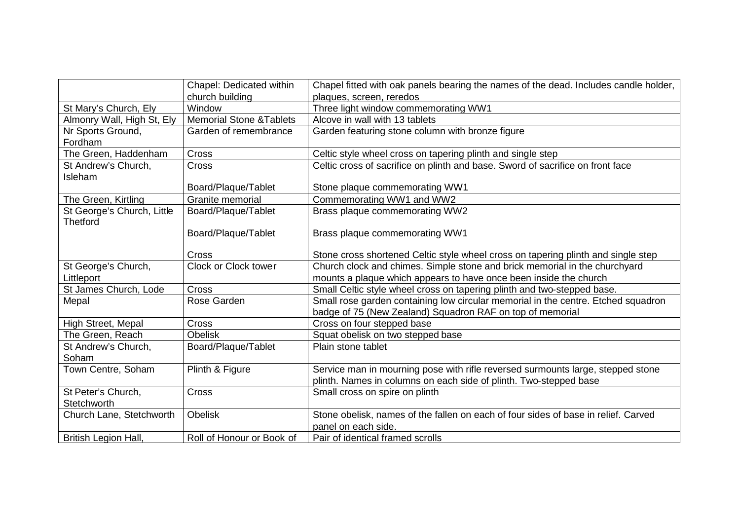| | | |
|---|---|---|
| | Chapel: Dedicated within church building | Chapel fitted with oak panels bearing the names of the dead. Includes candle holder, plaques, screen, reredos |
| St Mary's Church, Ely | Window | Three light window commemorating WW1 |
| Almonry Wall, High St, Ely | Memorial Stone &Tablets | Alcove in wall with 13 tablets |
| Nr Sports Ground, Fordham | Garden of remembrance | Garden featuring stone column with bronze figure |
| The Green, Haddenham | Cross | Celtic style wheel cross on tapering plinth and single step |
| St Andrew's Church, Isleham | Cross | Celtic cross of sacrifice on plinth and base. Sword of sacrifice on front face |
| | Board/Plaque/Tablet | Stone plaque commemorating WW1 |
| The Green, Kirtling | Granite memorial | Commemorating WW1 and WW2 |
| St George's Church, Little Thetford | Board/Plaque/Tablet | Brass plaque commemorating WW2 |
| | Board/Plaque/Tablet | Brass plaque commemorating WW1 |
| | Cross | Stone cross shortened Celtic style wheel cross on tapering plinth and single step |
| St George's Church, Littleport | Clock or Clock tower | Church clock and chimes. Simple stone and brick memorial in the churchyard mounts a plaque which appears to have once been inside the church |
| St James Church, Lode | Cross | Small Celtic style wheel cross on tapering plinth and two-stepped base. |
| Mepal | Rose Garden | Small rose garden containing low circular memorial in the centre. Etched squadron badge of 75 (New Zealand) Squadron RAF on top of memorial |
| High Street, Mepal | Cross | Cross on four stepped base |
| The Green, Reach | Obelisk | Squat obelisk on two stepped base |
| St Andrew's Church, Soham | Board/Plaque/Tablet | Plain stone tablet |
| Town Centre, Soham | Plinth & Figure | Service man in mourning pose with rifle reversed surmounts large, stepped stone plinth. Names in columns on each side of plinth. Two-stepped base |
| St Peter's Church, Stetchworth | Cross | Small cross on spire on plinth |
| Church Lane, Stetchworth | Obelisk | Stone obelisk, names of the fallen on each of four sides of base in relief. Carved panel on each side. |
| British Legion Hall, | Roll of Honour or Book of | Pair of identical framed scrolls |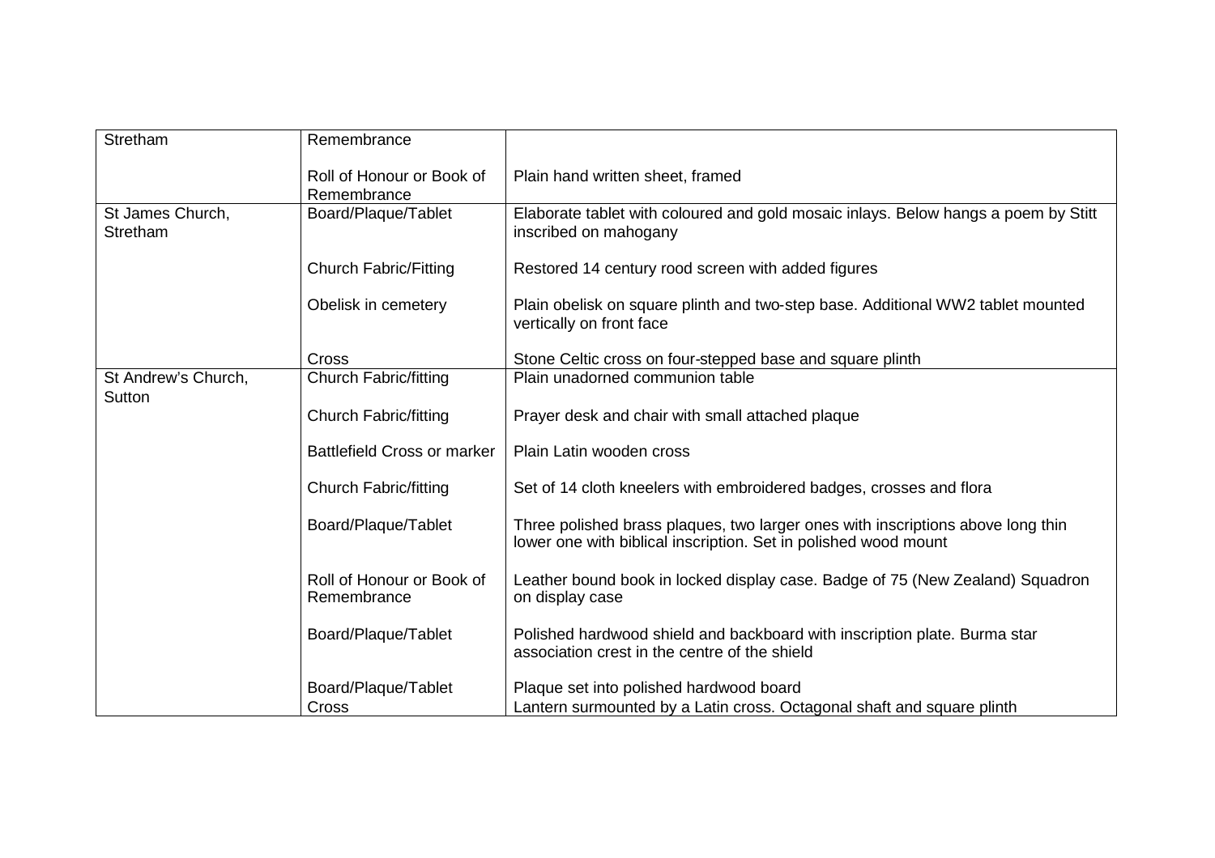| Stretham | Remembrance | |
|---|---|---|
| | Roll of Honour or Book of Remembrance | Plain hand written sheet, framed |
| St James Church, Stretham | Board/Plaque/Tablet | Elaborate tablet with coloured and gold mosaic inlays. Below hangs a poem by Stitt inscribed on mahogany |
| | Church Fabric/Fitting | Restored 14 century rood screen with added figures |
| | Obelisk in cemetery | Plain obelisk on square plinth and two-step base. Additional WW2 tablet mounted vertically on front face |
| | Cross | Stone Celtic cross on four-stepped base and square plinth |
| St Andrew's Church, Sutton | Church Fabric/fitting | Plain unadorned communion table |
| | Church Fabric/fitting | Prayer desk and chair with small attached plaque |
| | Battlefield Cross or marker | Plain Latin wooden cross |
| | Church Fabric/fitting | Set of 14 cloth kneelers with embroidered badges, crosses and flora |
| | Board/Plaque/Tablet | Three polished brass plaques, two larger ones with inscriptions above long thin lower one with biblical inscription. Set in polished wood mount |
| | Roll of Honour or Book of Remembrance | Leather bound book in locked display case. Badge of 75 (New Zealand) Squadron on display case |
| | Board/Plaque/Tablet | Polished hardwood shield and backboard with inscription plate. Burma star association crest in the centre of the shield |
| | Board/Plaque/Tablet | Plaque set into polished hardwood board |
| | Cross | Lantern surmounted by a Latin cross. Octagonal shaft and square plinth |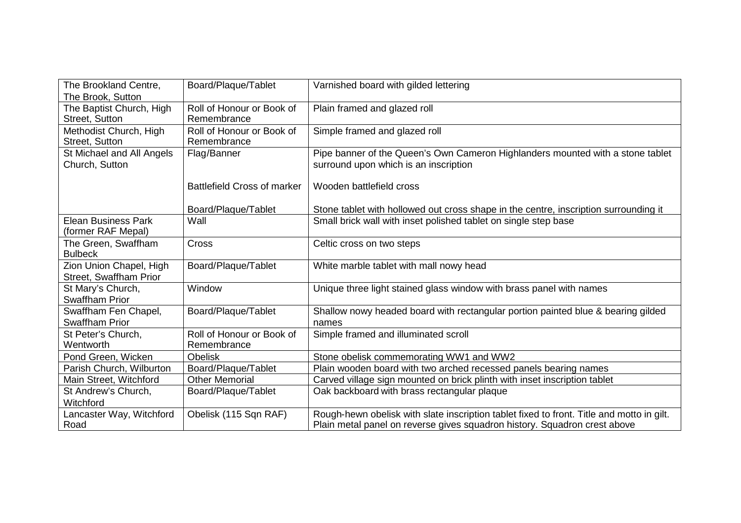| | | |
|---|---|---|
| The Brookland Centre, The Brook, Sutton | Board/Plaque/Tablet | Varnished board with gilded lettering |
| The Baptist Church, High Street, Sutton | Roll of Honour or Book of Remembrance | Plain framed and glazed roll |
| Methodist Church, High Street, Sutton | Roll of Honour or Book of Remembrance | Simple framed and glazed roll |
| St Michael and All Angels Church, Sutton | Flag/Banner | Pipe banner of the Queen's Own Cameron Highlanders mounted with a stone tablet surround upon which is an inscription |
| | Battlefield Cross of marker | Wooden battlefield cross |
| | Board/Plaque/Tablet | Stone tablet with hollowed out cross shape in the centre, inscription surrounding it |
| Elean Business Park (former RAF Mepal) | Wall | Small brick wall with inset polished tablet on single step base |
| The Green, Swaffham Bulbeck | Cross | Celtic cross on two steps |
| Zion Union Chapel, High Street, Swaffham Prior | Board/Plaque/Tablet | White marble tablet with mall nowy head |
| St Mary's Church, Swaffham Prior | Window | Unique three light stained glass window with brass panel with names |
| Swaffham Fen Chapel, Swaffham Prior | Board/Plaque/Tablet | Shallow nowy headed board with rectangular portion painted blue & bearing gilded names |
| St Peter's Church, Wentworth | Roll of Honour or Book of Remembrance | Simple framed and illuminated scroll |
| Pond Green, Wicken | Obelisk | Stone obelisk commemorating WW1 and WW2 |
| Parish Church, Wilburton | Board/Plaque/Tablet | Plain wooden board with two arched recessed panels bearing names |
| Main Street, Witchford | Other Memorial | Carved village sign mounted on brick plinth with inset inscription tablet |
| St Andrew's Church, Witchford | Board/Plaque/Tablet | Oak backboard with brass rectangular plaque |
| Lancaster Way, Witchford Road | Obelisk (115 Sqn RAF) | Rough-hewn obelisk with slate inscription tablet fixed to front. Title and motto in gilt. Plain metal panel on reverse gives squadron history. Squadron crest above |